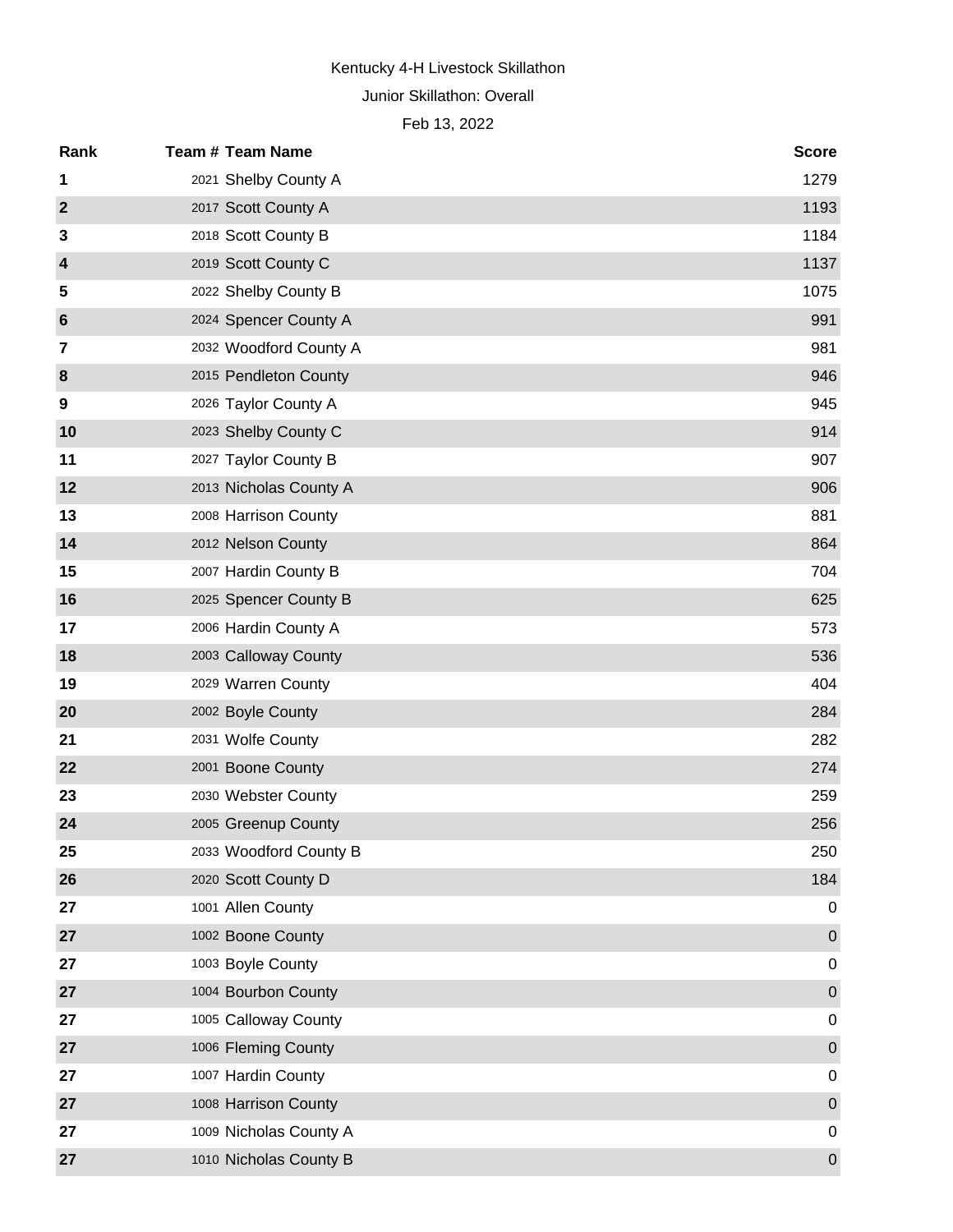Kentucky 4-H Livestock Skillathon

Junior Skillathon: Overall

Feb 13, 2022

| Rank | Team # | Team Name | Score |
|---|---|---|---|
| 1 | 2021 | Shelby County A | 1279 |
| 2 | 2017 | Scott County A | 1193 |
| 3 | 2018 | Scott County B | 1184 |
| 4 | 2019 | Scott County C | 1137 |
| 5 | 2022 | Shelby County B | 1075 |
| 6 | 2024 | Spencer County A | 991 |
| 7 | 2032 | Woodford County A | 981 |
| 8 | 2015 | Pendleton County | 946 |
| 9 | 2026 | Taylor County A | 945 |
| 10 | 2023 | Shelby County C | 914 |
| 11 | 2027 | Taylor County B | 907 |
| 12 | 2013 | Nicholas County A | 906 |
| 13 | 2008 | Harrison County | 881 |
| 14 | 2012 | Nelson County | 864 |
| 15 | 2007 | Hardin County B | 704 |
| 16 | 2025 | Spencer County B | 625 |
| 17 | 2006 | Hardin County A | 573 |
| 18 | 2003 | Calloway County | 536 |
| 19 | 2029 | Warren County | 404 |
| 20 | 2002 | Boyle County | 284 |
| 21 | 2031 | Wolfe County | 282 |
| 22 | 2001 | Boone County | 274 |
| 23 | 2030 | Webster County | 259 |
| 24 | 2005 | Greenup County | 256 |
| 25 | 2033 | Woodford County B | 250 |
| 26 | 2020 | Scott County D | 184 |
| 27 | 1001 | Allen County | 0 |
| 27 | 1002 | Boone County | 0 |
| 27 | 1003 | Boyle County | 0 |
| 27 | 1004 | Bourbon County | 0 |
| 27 | 1005 | Calloway County | 0 |
| 27 | 1006 | Fleming County | 0 |
| 27 | 1007 | Hardin County | 0 |
| 27 | 1008 | Harrison County | 0 |
| 27 | 1009 | Nicholas County A | 0 |
| 27 | 1010 | Nicholas County B | 0 |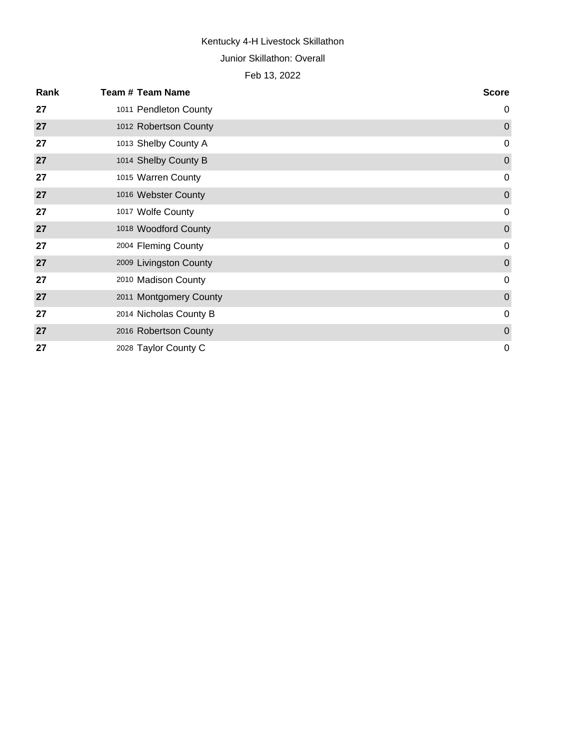Kentucky 4-H Livestock Skillathon

Junior Skillathon: Overall

Feb 13, 2022

| Rank | Team # | Team Name | Score |
|---|---|---|---|
| 27 | 1011 | Pendleton County | 0 |
| 27 | 1012 | Robertson County | 0 |
| 27 | 1013 | Shelby County A | 0 |
| 27 | 1014 | Shelby County B | 0 |
| 27 | 1015 | Warren County | 0 |
| 27 | 1016 | Webster County | 0 |
| 27 | 1017 | Wolfe County | 0 |
| 27 | 1018 | Woodford County | 0 |
| 27 | 2004 | Fleming County | 0 |
| 27 | 2009 | Livingston County | 0 |
| 27 | 2010 | Madison County | 0 |
| 27 | 2011 | Montgomery County | 0 |
| 27 | 2014 | Nicholas County B | 0 |
| 27 | 2016 | Robertson County | 0 |
| 27 | 2028 | Taylor County C | 0 |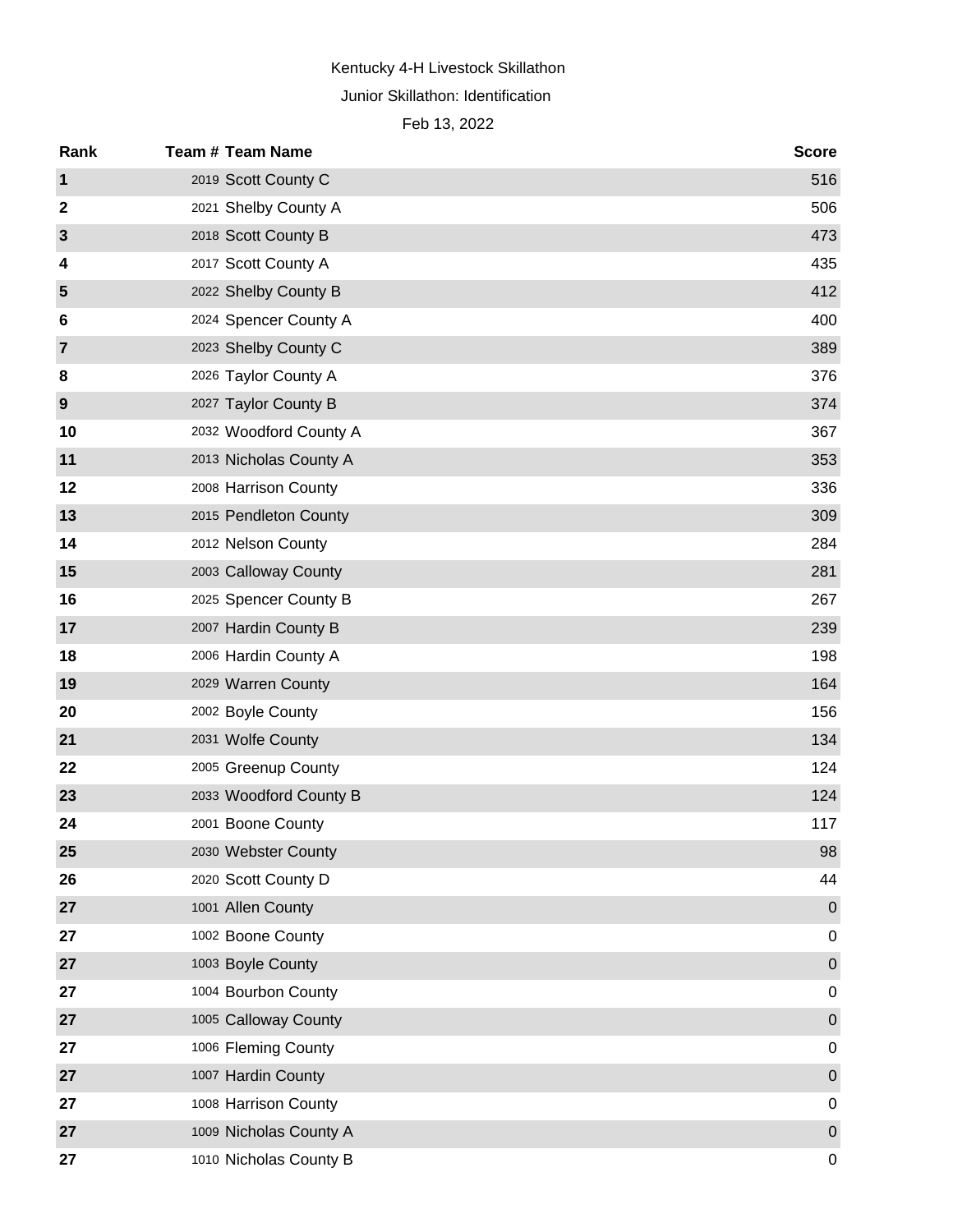Kentucky 4-H Livestock Skillathon

Junior Skillathon: Identification

Feb 13, 2022

| Rank | Team # | Team Name | Score |
|---|---|---|---|
| 1 | 2019 | Scott County C | 516 |
| 2 | 2021 | Shelby County A | 506 |
| 3 | 2018 | Scott County B | 473 |
| 4 | 2017 | Scott County A | 435 |
| 5 | 2022 | Shelby County B | 412 |
| 6 | 2024 | Spencer County A | 400 |
| 7 | 2023 | Shelby County C | 389 |
| 8 | 2026 | Taylor County A | 376 |
| 9 | 2027 | Taylor County B | 374 |
| 10 | 2032 | Woodford County A | 367 |
| 11 | 2013 | Nicholas County A | 353 |
| 12 | 2008 | Harrison County | 336 |
| 13 | 2015 | Pendleton County | 309 |
| 14 | 2012 | Nelson County | 284 |
| 15 | 2003 | Calloway County | 281 |
| 16 | 2025 | Spencer County B | 267 |
| 17 | 2007 | Hardin County B | 239 |
| 18 | 2006 | Hardin County A | 198 |
| 19 | 2029 | Warren County | 164 |
| 20 | 2002 | Boyle County | 156 |
| 21 | 2031 | Wolfe County | 134 |
| 22 | 2005 | Greenup County | 124 |
| 23 | 2033 | Woodford County B | 124 |
| 24 | 2001 | Boone County | 117 |
| 25 | 2030 | Webster County | 98 |
| 26 | 2020 | Scott County D | 44 |
| 27 | 1001 | Allen County | 0 |
| 27 | 1002 | Boone County | 0 |
| 27 | 1003 | Boyle County | 0 |
| 27 | 1004 | Bourbon County | 0 |
| 27 | 1005 | Calloway County | 0 |
| 27 | 1006 | Fleming County | 0 |
| 27 | 1007 | Hardin County | 0 |
| 27 | 1008 | Harrison County | 0 |
| 27 | 1009 | Nicholas County A | 0 |
| 27 | 1010 | Nicholas County B | 0 |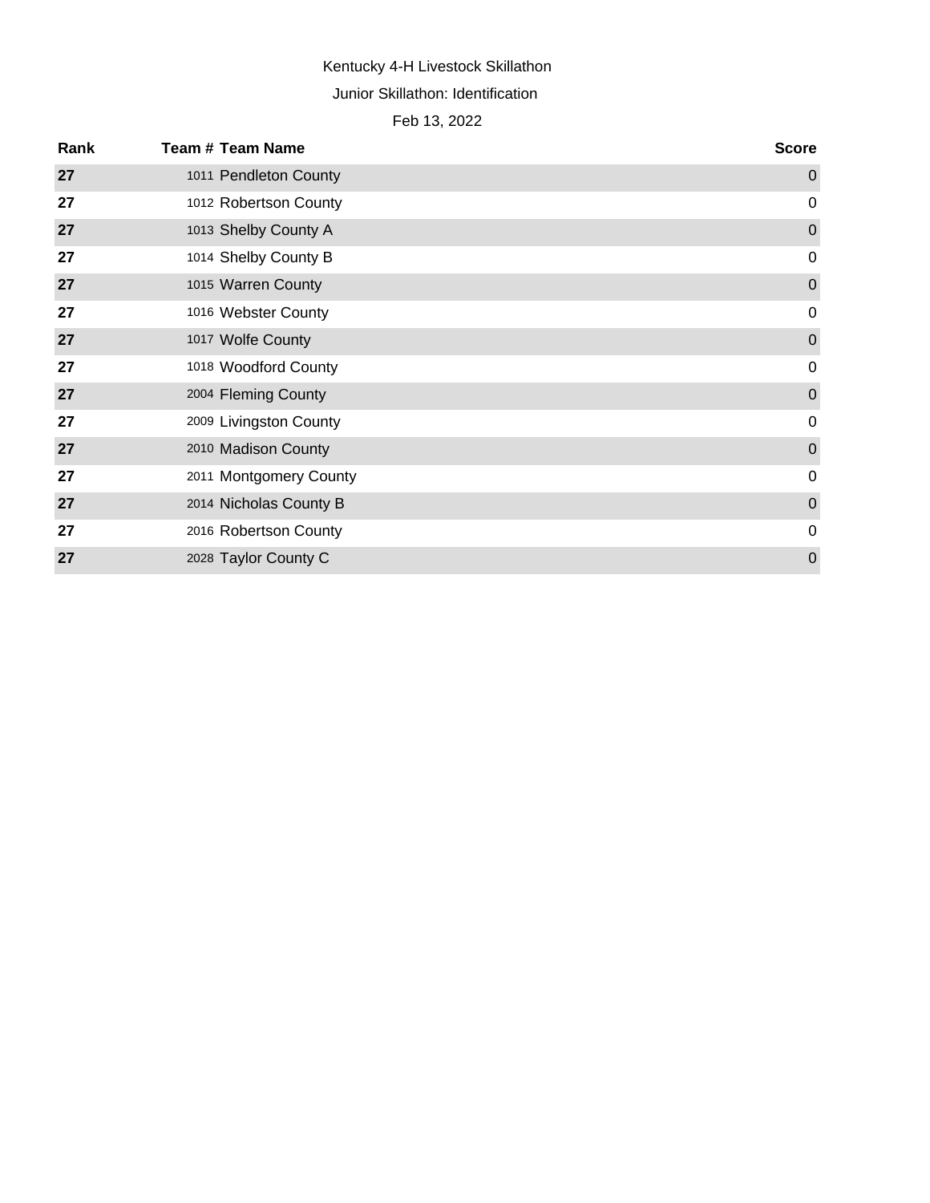Kentucky 4-H Livestock Skillathon

Junior Skillathon: Identification

Feb 13, 2022

| Rank | Team # | Team Name | Score |
|---|---|---|---|
| **27** | 1011 | Pendleton County | 0 |
| **27** | 1012 | Robertson County | 0 |
| **27** | 1013 | Shelby County A | 0 |
| **27** | 1014 | Shelby County B | 0 |
| **27** | 1015 | Warren County | 0 |
| **27** | 1016 | Webster County | 0 |
| **27** | 1017 | Wolfe County | 0 |
| **27** | 1018 | Woodford County | 0 |
| **27** | 2004 | Fleming County | 0 |
| **27** | 2009 | Livingston County | 0 |
| **27** | 2010 | Madison County | 0 |
| **27** | 2011 | Montgomery County | 0 |
| **27** | 2014 | Nicholas County B | 0 |
| **27** | 2016 | Robertson County | 0 |
| **27** | 2028 | Taylor County C | 0 |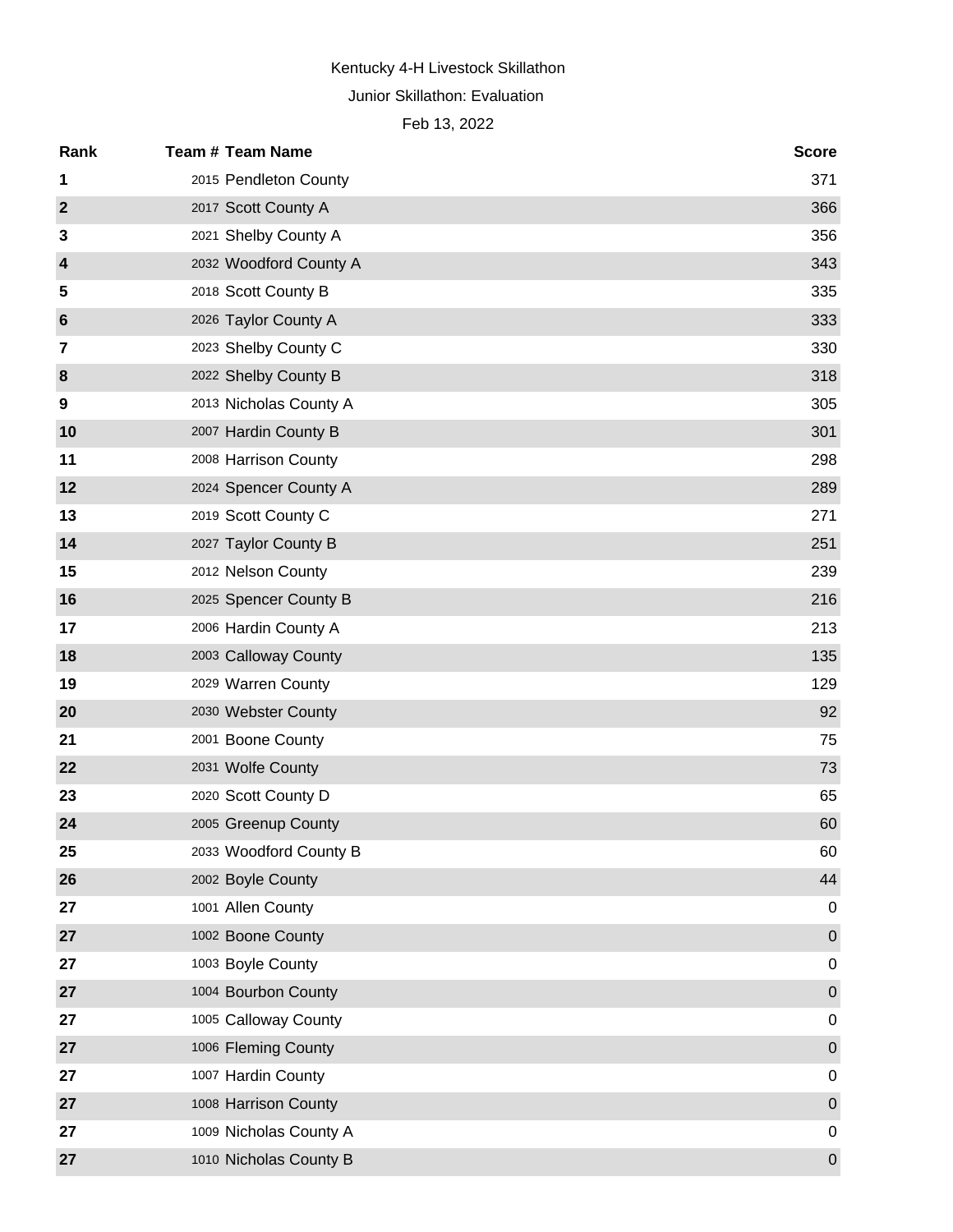Kentucky 4-H Livestock Skillathon

Junior Skillathon: Evaluation

Feb 13, 2022

| Rank | Team # | Team Name | Score |
|---|---|---|---|
| 1 | 2015 | Pendleton County | 371 |
| 2 | 2017 | Scott County A | 366 |
| 3 | 2021 | Shelby County A | 356 |
| 4 | 2032 | Woodford County A | 343 |
| 5 | 2018 | Scott County B | 335 |
| 6 | 2026 | Taylor County A | 333 |
| 7 | 2023 | Shelby County C | 330 |
| 8 | 2022 | Shelby County B | 318 |
| 9 | 2013 | Nicholas County A | 305 |
| 10 | 2007 | Hardin County B | 301 |
| 11 | 2008 | Harrison County | 298 |
| 12 | 2024 | Spencer County A | 289 |
| 13 | 2019 | Scott County C | 271 |
| 14 | 2027 | Taylor County B | 251 |
| 15 | 2012 | Nelson County | 239 |
| 16 | 2025 | Spencer County B | 216 |
| 17 | 2006 | Hardin County A | 213 |
| 18 | 2003 | Calloway County | 135 |
| 19 | 2029 | Warren County | 129 |
| 20 | 2030 | Webster County | 92 |
| 21 | 2001 | Boone County | 75 |
| 22 | 2031 | Wolfe County | 73 |
| 23 | 2020 | Scott County D | 65 |
| 24 | 2005 | Greenup County | 60 |
| 25 | 2033 | Woodford County B | 60 |
| 26 | 2002 | Boyle County | 44 |
| 27 | 1001 | Allen County | 0 |
| 27 | 1002 | Boone County | 0 |
| 27 | 1003 | Boyle County | 0 |
| 27 | 1004 | Bourbon County | 0 |
| 27 | 1005 | Calloway County | 0 |
| 27 | 1006 | Fleming County | 0 |
| 27 | 1007 | Hardin County | 0 |
| 27 | 1008 | Harrison County | 0 |
| 27 | 1009 | Nicholas County A | 0 |
| 27 | 1010 | Nicholas County B | 0 |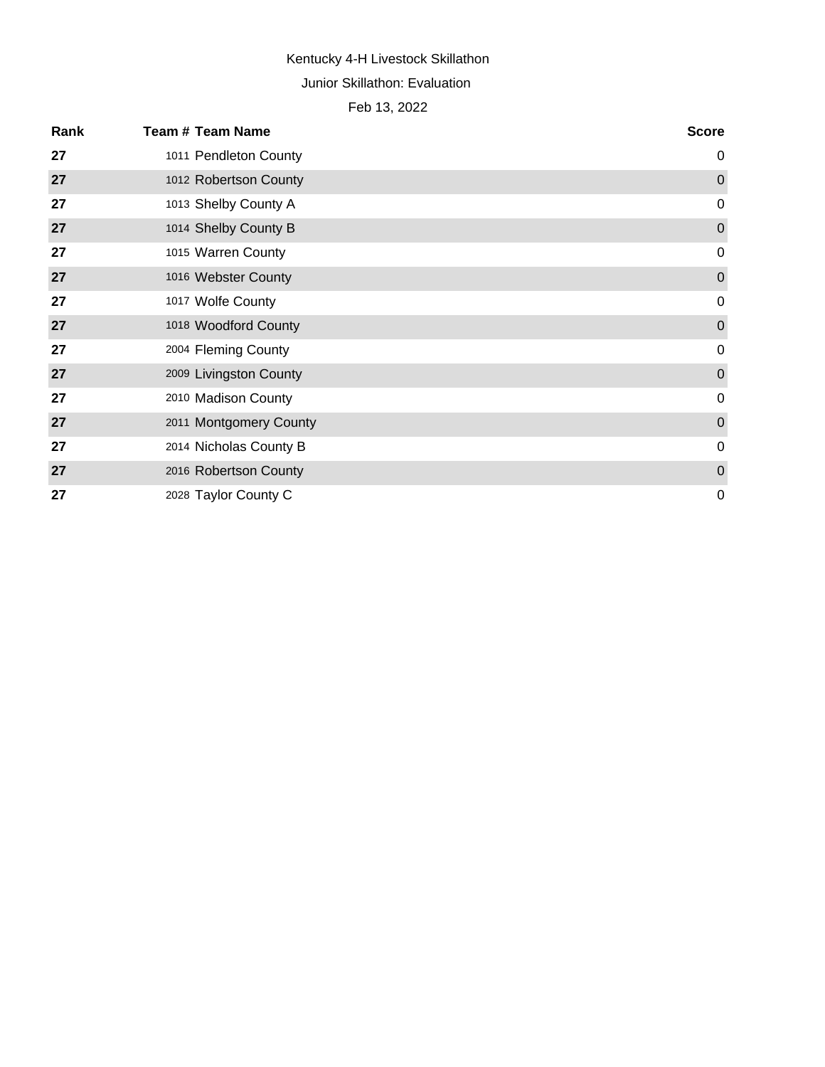Kentucky 4-H Livestock Skillathon

Junior Skillathon: Evaluation

Feb 13, 2022

| Rank | Team # | Team Name | Score |
|---|---|---|---|
| 27 | 1011 | Pendleton County | 0 |
| 27 | 1012 | Robertson County | 0 |
| 27 | 1013 | Shelby County A | 0 |
| 27 | 1014 | Shelby County B | 0 |
| 27 | 1015 | Warren County | 0 |
| 27 | 1016 | Webster County | 0 |
| 27 | 1017 | Wolfe County | 0 |
| 27 | 1018 | Woodford County | 0 |
| 27 | 2004 | Fleming County | 0 |
| 27 | 2009 | Livingston County | 0 |
| 27 | 2010 | Madison County | 0 |
| 27 | 2011 | Montgomery County | 0 |
| 27 | 2014 | Nicholas County B | 0 |
| 27 | 2016 | Robertson County | 0 |
| 27 | 2028 | Taylor County C | 0 |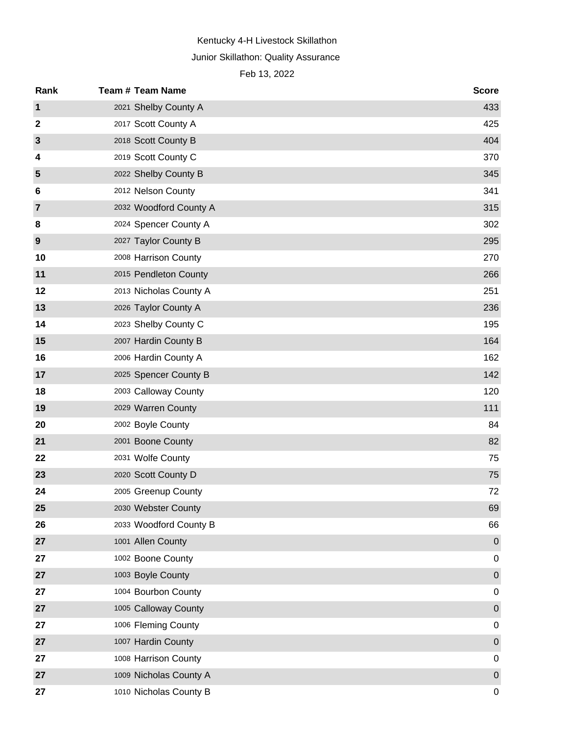Kentucky 4-H Livestock Skillathon

Junior Skillathon: Quality Assurance

Feb 13, 2022

| Rank | Team # | Team Name | Score |
|---|---|---|---|
| 1 | 2021 | Shelby County A | 433 |
| 2 | 2017 | Scott County A | 425 |
| 3 | 2018 | Scott County B | 404 |
| 4 | 2019 | Scott County C | 370 |
| 5 | 2022 | Shelby County B | 345 |
| 6 | 2012 | Nelson County | 341 |
| 7 | 2032 | Woodford County A | 315 |
| 8 | 2024 | Spencer County A | 302 |
| 9 | 2027 | Taylor County B | 295 |
| 10 | 2008 | Harrison County | 270 |
| 11 | 2015 | Pendleton County | 266 |
| 12 | 2013 | Nicholas County A | 251 |
| 13 | 2026 | Taylor County A | 236 |
| 14 | 2023 | Shelby County C | 195 |
| 15 | 2007 | Hardin County B | 164 |
| 16 | 2006 | Hardin County A | 162 |
| 17 | 2025 | Spencer County B | 142 |
| 18 | 2003 | Calloway County | 120 |
| 19 | 2029 | Warren County | 111 |
| 20 | 2002 | Boyle County | 84 |
| 21 | 2001 | Boone County | 82 |
| 22 | 2031 | Wolfe County | 75 |
| 23 | 2020 | Scott County D | 75 |
| 24 | 2005 | Greenup County | 72 |
| 25 | 2030 | Webster County | 69 |
| 26 | 2033 | Woodford County B | 66 |
| 27 | 1001 | Allen County | 0 |
| 27 | 1002 | Boone County | 0 |
| 27 | 1003 | Boyle County | 0 |
| 27 | 1004 | Bourbon County | 0 |
| 27 | 1005 | Calloway County | 0 |
| 27 | 1006 | Fleming County | 0 |
| 27 | 1007 | Hardin County | 0 |
| 27 | 1008 | Harrison County | 0 |
| 27 | 1009 | Nicholas County A | 0 |
| 27 | 1010 | Nicholas County B | 0 |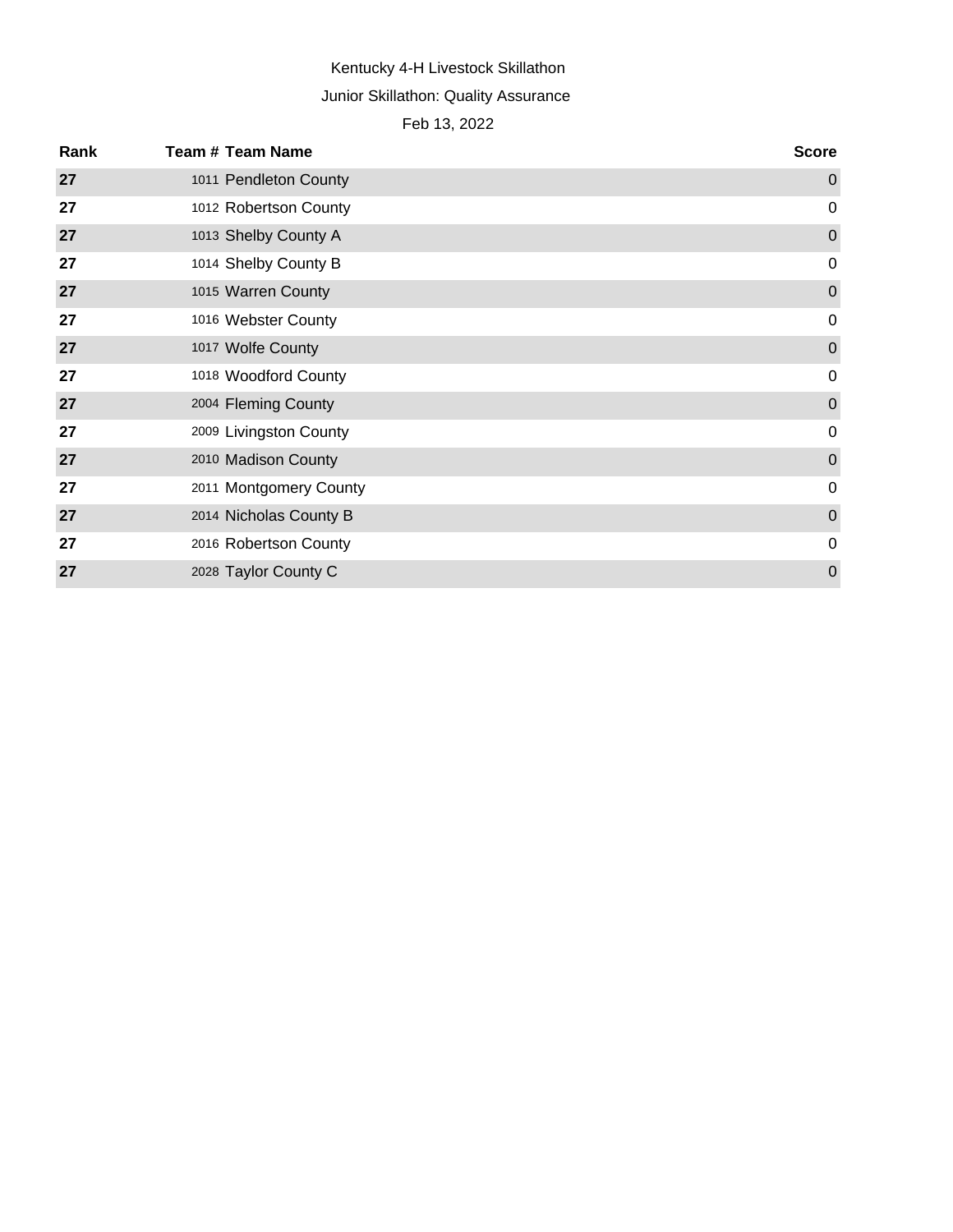Kentucky 4-H Livestock Skillathon

Junior Skillathon: Quality Assurance

Feb 13, 2022

| Rank | Team # | Team Name | Score |
|---|---|---|---|
| 27 | 1011 | Pendleton County | 0 |
| 27 | 1012 | Robertson County | 0 |
| 27 | 1013 | Shelby County A | 0 |
| 27 | 1014 | Shelby County B | 0 |
| 27 | 1015 | Warren County | 0 |
| 27 | 1016 | Webster County | 0 |
| 27 | 1017 | Wolfe County | 0 |
| 27 | 1018 | Woodford County | 0 |
| 27 | 2004 | Fleming County | 0 |
| 27 | 2009 | Livingston County | 0 |
| 27 | 2010 | Madison County | 0 |
| 27 | 2011 | Montgomery County | 0 |
| 27 | 2014 | Nicholas County B | 0 |
| 27 | 2016 | Robertson County | 0 |
| 27 | 2028 | Taylor County C | 0 |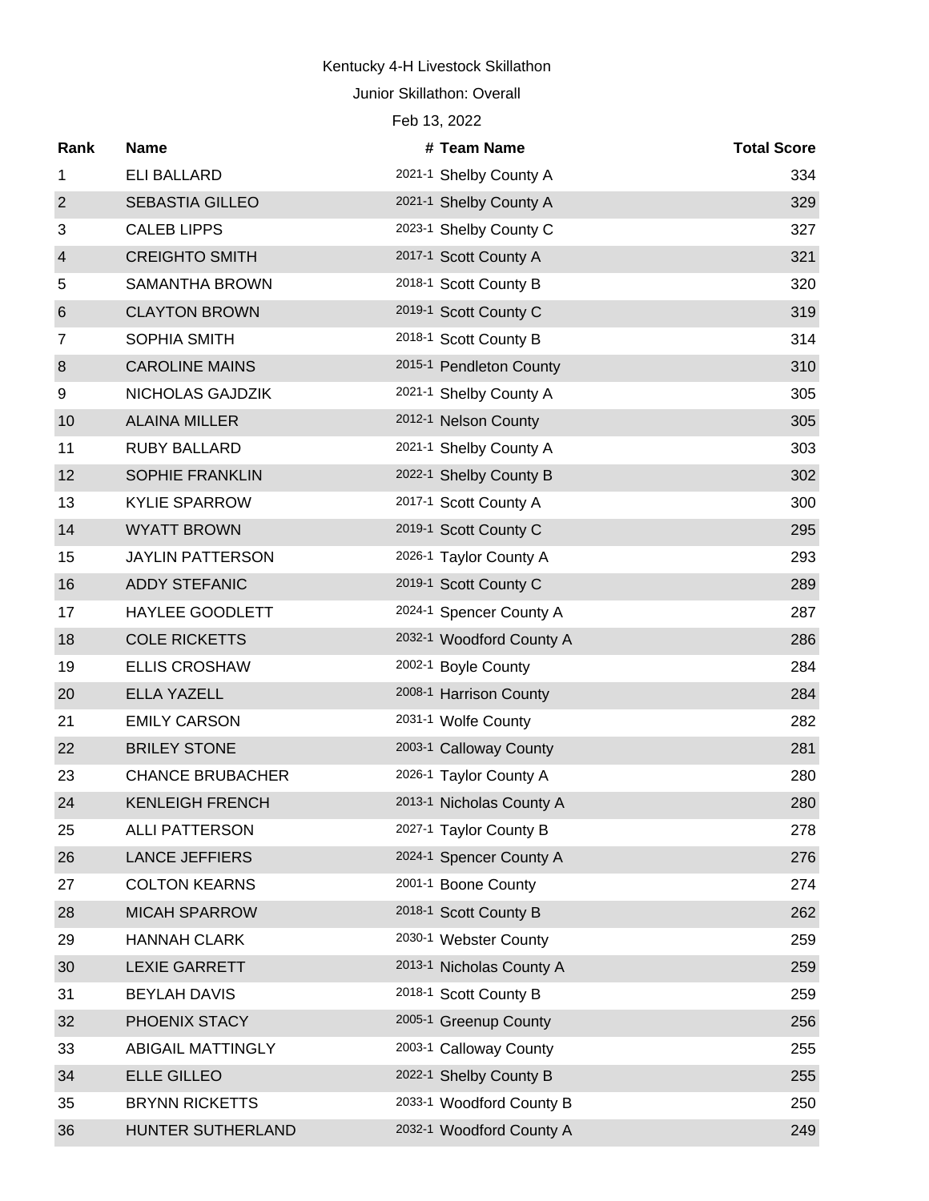Kentucky 4-H Livestock Skillathon

Junior Skillathon: Overall

Feb 13, 2022

| Rank | Name | # | Team Name | Total Score |
|---|---|---|---|---|
| 1 | ELI BALLARD | 2021-1 | Shelby County A | 334 |
| 2 | SEBASTIA GILLEO | 2021-1 | Shelby County A | 329 |
| 3 | CALEB LIPPS | 2023-1 | Shelby County C | 327 |
| 4 | CREIGHTO SMITH | 2017-1 | Scott County A | 321 |
| 5 | SAMANTHA BROWN | 2018-1 | Scott County B | 320 |
| 6 | CLAYTON BROWN | 2019-1 | Scott County C | 319 |
| 7 | SOPHIA SMITH | 2018-1 | Scott County B | 314 |
| 8 | CAROLINE MAINS | 2015-1 | Pendleton County | 310 |
| 9 | NICHOLAS GAJDZIK | 2021-1 | Shelby County A | 305 |
| 10 | ALAINA MILLER | 2012-1 | Nelson County | 305 |
| 11 | RUBY BALLARD | 2021-1 | Shelby County A | 303 |
| 12 | SOPHIE FRANKLIN | 2022-1 | Shelby County B | 302 |
| 13 | KYLIE SPARROW | 2017-1 | Scott County A | 300 |
| 14 | WYATT BROWN | 2019-1 | Scott County C | 295 |
| 15 | JAYLIN PATTERSON | 2026-1 | Taylor County A | 293 |
| 16 | ADDY STEFANIC | 2019-1 | Scott County C | 289 |
| 17 | HAYLEE GOODLETT | 2024-1 | Spencer County A | 287 |
| 18 | COLE RICKETTS | 2032-1 | Woodford County A | 286 |
| 19 | ELLIS CROSHAW | 2002-1 | Boyle County | 284 |
| 20 | ELLA YAZELL | 2008-1 | Harrison County | 284 |
| 21 | EMILY CARSON | 2031-1 | Wolfe County | 282 |
| 22 | BRILEY STONE | 2003-1 | Calloway County | 281 |
| 23 | CHANCE BRUBACHER | 2026-1 | Taylor County A | 280 |
| 24 | KENLEIGH FRENCH | 2013-1 | Nicholas County A | 280 |
| 25 | ALLI PATTERSON | 2027-1 | Taylor County B | 278 |
| 26 | LANCE JEFFIERS | 2024-1 | Spencer County A | 276 |
| 27 | COLTON KEARNS | 2001-1 | Boone County | 274 |
| 28 | MICAH SPARROW | 2018-1 | Scott County B | 262 |
| 29 | HANNAH CLARK | 2030-1 | Webster County | 259 |
| 30 | LEXIE GARRETT | 2013-1 | Nicholas County A | 259 |
| 31 | BEYLAH DAVIS | 2018-1 | Scott County B | 259 |
| 32 | PHOENIX STACY | 2005-1 | Greenup County | 256 |
| 33 | ABIGAIL MATTINGLY | 2003-1 | Calloway County | 255 |
| 34 | ELLE GILLEO | 2022-1 | Shelby County B | 255 |
| 35 | BRYNN RICKETTS | 2033-1 | Woodford County B | 250 |
| 36 | HUNTER SUTHERLAND | 2032-1 | Woodford County A | 249 |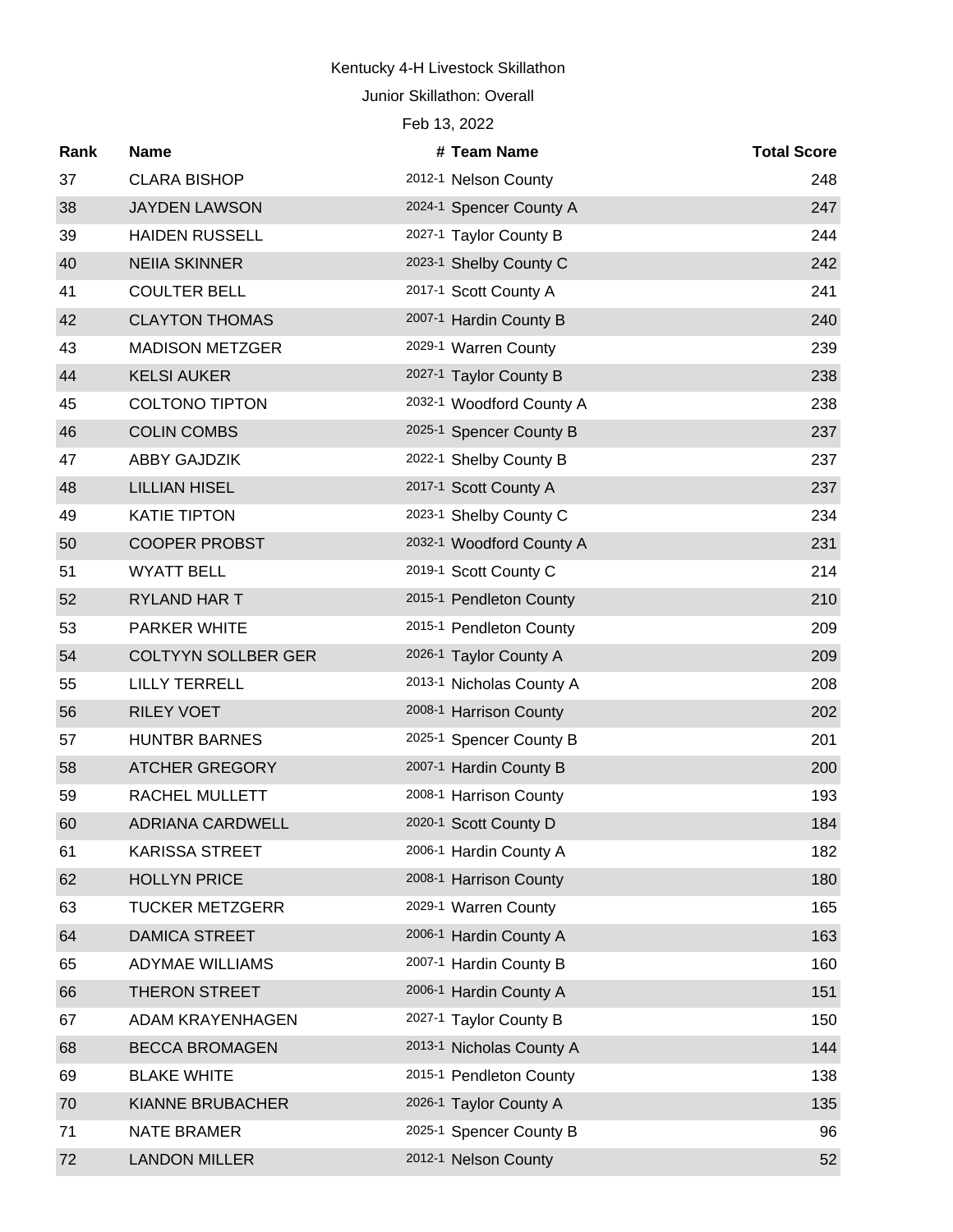Kentucky 4-H Livestock Skillathon

Junior Skillathon: Overall

Feb 13, 2022

| Rank | Name | # | Team Name | Total Score |
|---|---|---|---|---|
| 37 | CLARA BISHOP | 2012-1 | Nelson County | 248 |
| 38 | JAYDEN LAWSON | 2024-1 | Spencer County A | 247 |
| 39 | HAIDEN RUSSELL | 2027-1 | Taylor County B | 244 |
| 40 | NEIIA SKINNER | 2023-1 | Shelby County C | 242 |
| 41 | COULTER BELL | 2017-1 | Scott County A | 241 |
| 42 | CLAYTON THOMAS | 2007-1 | Hardin County B | 240 |
| 43 | MADISON METZGER | 2029-1 | Warren County | 239 |
| 44 | KELSI AUKER | 2027-1 | Taylor County B | 238 |
| 45 | COLTONO TIPTON | 2032-1 | Woodford County A | 238 |
| 46 | COLIN COMBS | 2025-1 | Spencer County B | 237 |
| 47 | ABBY GAJDZIK | 2022-1 | Shelby County B | 237 |
| 48 | LILLIAN HISEL | 2017-1 | Scott County A | 237 |
| 49 | KATIE TIPTON | 2023-1 | Shelby County C | 234 |
| 50 | COOPER PROBST | 2032-1 | Woodford County A | 231 |
| 51 | WYATT BELL | 2019-1 | Scott County C | 214 |
| 52 | RYLAND HAR T | 2015-1 | Pendleton County | 210 |
| 53 | PARKER WHITE | 2015-1 | Pendleton County | 209 |
| 54 | COLTYYN SOLLBER GER | 2026-1 | Taylor County A | 209 |
| 55 | LILLY TERRELL | 2013-1 | Nicholas County A | 208 |
| 56 | RILEY VOET | 2008-1 | Harrison County | 202 |
| 57 | HUNTBR BARNES | 2025-1 | Spencer County B | 201 |
| 58 | ATCHER GREGORY | 2007-1 | Hardin County B | 200 |
| 59 | RACHEL MULLETT | 2008-1 | Harrison County | 193 |
| 60 | ADRIANA CARDWELL | 2020-1 | Scott County D | 184 |
| 61 | KARISSA STREET | 2006-1 | Hardin County A | 182 |
| 62 | HOLLYN PRICE | 2008-1 | Harrison County | 180 |
| 63 | TUCKER METZGERR | 2029-1 | Warren County | 165 |
| 64 | DAMICA STREET | 2006-1 | Hardin County A | 163 |
| 65 | ADYMAE WILLIAMS | 2007-1 | Hardin County B | 160 |
| 66 | THERON STREET | 2006-1 | Hardin County A | 151 |
| 67 | ADAM KRAYENHAGEN | 2027-1 | Taylor County B | 150 |
| 68 | BECCA BROMAGEN | 2013-1 | Nicholas County A | 144 |
| 69 | BLAKE WHITE | 2015-1 | Pendleton County | 138 |
| 70 | KIANNE BRUBACHER | 2026-1 | Taylor County A | 135 |
| 71 | NATE BRAMER | 2025-1 | Spencer County B | 96 |
| 72 | LANDON MILLER | 2012-1 | Nelson County | 52 |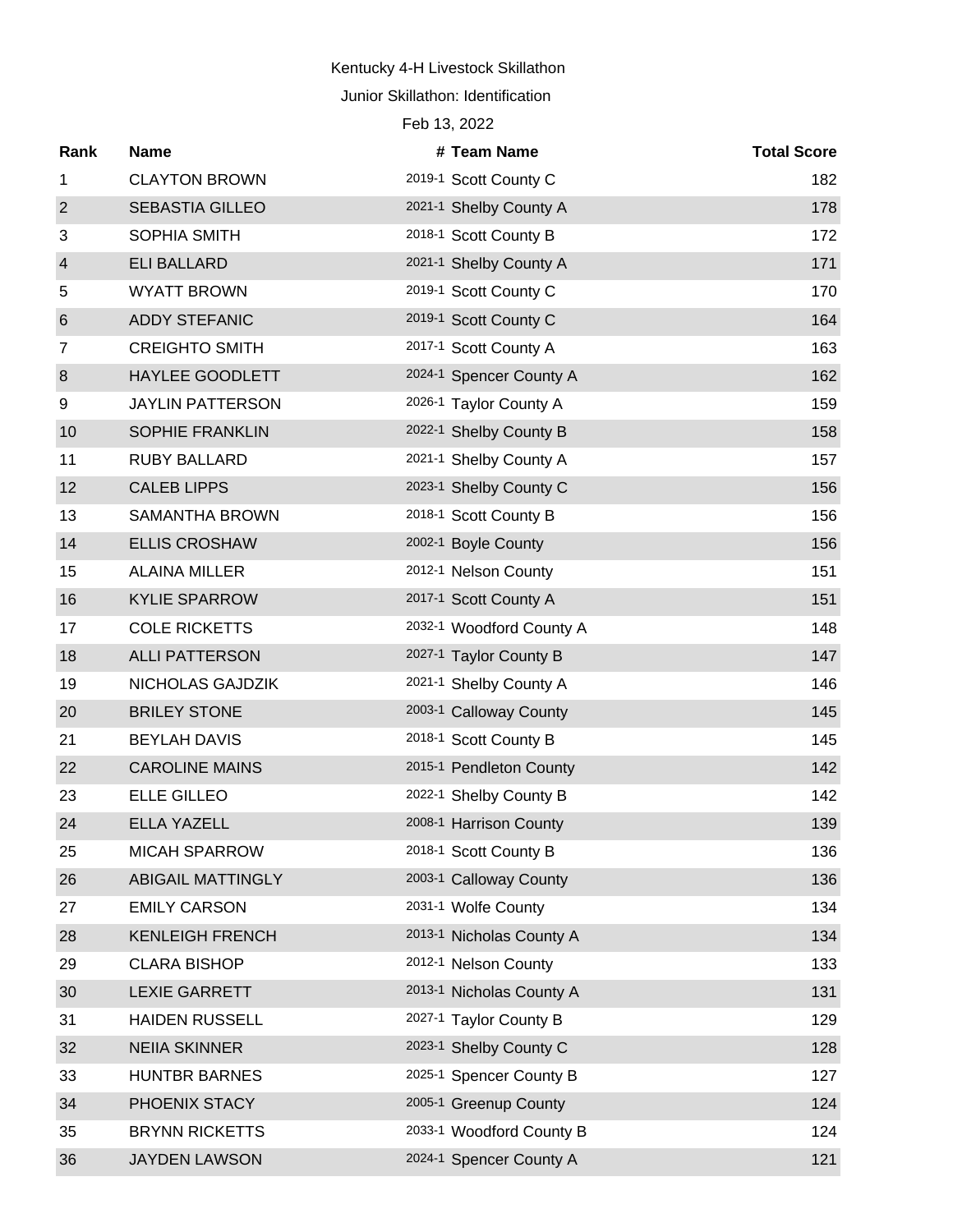Kentucky 4-H Livestock Skillathon

Junior Skillathon: Identification

Feb 13, 2022

| Rank | Name | # | Team Name | Total Score |
|---|---|---|---|---|
| 1 | CLAYTON BROWN | 2019-1 | Scott County C | 182 |
| 2 | SEBASTIA GILLEO | 2021-1 | Shelby County A | 178 |
| 3 | SOPHIA SMITH | 2018-1 | Scott County B | 172 |
| 4 | ELI BALLARD | 2021-1 | Shelby County A | 171 |
| 5 | WYATT BROWN | 2019-1 | Scott County C | 170 |
| 6 | ADDY STEFANIC | 2019-1 | Scott County C | 164 |
| 7 | CREIGHTO SMITH | 2017-1 | Scott County A | 163 |
| 8 | HAYLEE GOODLETT | 2024-1 | Spencer County A | 162 |
| 9 | JAYLIN PATTERSON | 2026-1 | Taylor County A | 159 |
| 10 | SOPHIE FRANKLIN | 2022-1 | Shelby County B | 158 |
| 11 | RUBY BALLARD | 2021-1 | Shelby County A | 157 |
| 12 | CALEB LIPPS | 2023-1 | Shelby County C | 156 |
| 13 | SAMANTHA BROWN | 2018-1 | Scott County B | 156 |
| 14 | ELLIS CROSHAW | 2002-1 | Boyle County | 156 |
| 15 | ALAINA MILLER | 2012-1 | Nelson County | 151 |
| 16 | KYLIE SPARROW | 2017-1 | Scott County A | 151 |
| 17 | COLE RICKETTS | 2032-1 | Woodford County A | 148 |
| 18 | ALLI PATTERSON | 2027-1 | Taylor County B | 147 |
| 19 | NICHOLAS GAJDZIK | 2021-1 | Shelby County A | 146 |
| 20 | BRILEY STONE | 2003-1 | Calloway County | 145 |
| 21 | BEYLAH DAVIS | 2018-1 | Scott County B | 145 |
| 22 | CAROLINE MAINS | 2015-1 | Pendleton County | 142 |
| 23 | ELLE GILLEO | 2022-1 | Shelby County B | 142 |
| 24 | ELLA YAZELL | 2008-1 | Harrison County | 139 |
| 25 | MICAH SPARROW | 2018-1 | Scott County B | 136 |
| 26 | ABIGAIL MATTINGLY | 2003-1 | Calloway County | 136 |
| 27 | EMILY CARSON | 2031-1 | Wolfe County | 134 |
| 28 | KENLEIGH FRENCH | 2013-1 | Nicholas County A | 134 |
| 29 | CLARA BISHOP | 2012-1 | Nelson County | 133 |
| 30 | LEXIE GARRETT | 2013-1 | Nicholas County A | 131 |
| 31 | HAIDEN RUSSELL | 2027-1 | Taylor County B | 129 |
| 32 | NEIIA SKINNER | 2023-1 | Shelby County C | 128 |
| 33 | HUNTBR BARNES | 2025-1 | Spencer County B | 127 |
| 34 | PHOENIX STACY | 2005-1 | Greenup County | 124 |
| 35 | BRYNN RICKETTS | 2033-1 | Woodford County B | 124 |
| 36 | JAYDEN LAWSON | 2024-1 | Spencer County A | 121 |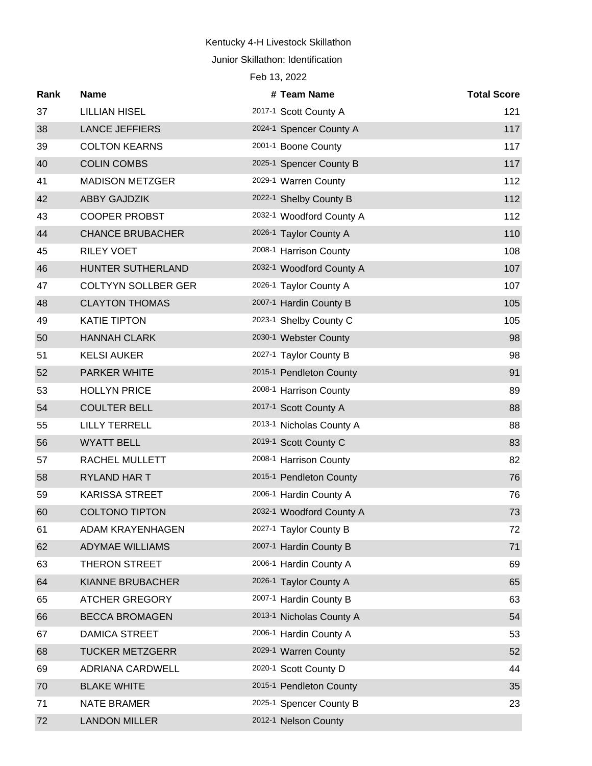Kentucky 4-H Livestock Skillathon

Junior Skillathon: Identification

Feb 13, 2022

| Rank | Name | # | Team Name | Total Score |
|---|---|---|---|---|
| 37 | LILLIAN HISEL | 2017-1 | Scott County A | 121 |
| 38 | LANCE JEFFIERS | 2024-1 | Spencer County A | 117 |
| 39 | COLTON KEARNS | 2001-1 | Boone County | 117 |
| 40 | COLIN COMBS | 2025-1 | Spencer County B | 117 |
| 41 | MADISON METZGER | 2029-1 | Warren County | 112 |
| 42 | ABBY GAJDZIK | 2022-1 | Shelby County B | 112 |
| 43 | COOPER PROBST | 2032-1 | Woodford County A | 112 |
| 44 | CHANCE BRUBACHER | 2026-1 | Taylor County A | 110 |
| 45 | RILEY VOET | 2008-1 | Harrison County | 108 |
| 46 | HUNTER SUTHERLAND | 2032-1 | Woodford County A | 107 |
| 47 | COLTYYN SOLLBER GER | 2026-1 | Taylor County A | 107 |
| 48 | CLAYTON THOMAS | 2007-1 | Hardin County B | 105 |
| 49 | KATIE TIPTON | 2023-1 | Shelby County C | 105 |
| 50 | HANNAH CLARK | 2030-1 | Webster County | 98 |
| 51 | KELSI AUKER | 2027-1 | Taylor County B | 98 |
| 52 | PARKER WHITE | 2015-1 | Pendleton County | 91 |
| 53 | HOLLYN PRICE | 2008-1 | Harrison County | 89 |
| 54 | COULTER BELL | 2017-1 | Scott County A | 88 |
| 55 | LILLY TERRELL | 2013-1 | Nicholas County A | 88 |
| 56 | WYATT BELL | 2019-1 | Scott County C | 83 |
| 57 | RACHEL MULLETT | 2008-1 | Harrison County | 82 |
| 58 | RYLAND HAR T | 2015-1 | Pendleton County | 76 |
| 59 | KARISSA STREET | 2006-1 | Hardin County A | 76 |
| 60 | COLTONO TIPTON | 2032-1 | Woodford County A | 73 |
| 61 | ADAM KRAYENHAGEN | 2027-1 | Taylor County B | 72 |
| 62 | ADYMAE WILLIAMS | 2007-1 | Hardin County B | 71 |
| 63 | THERON STREET | 2006-1 | Hardin County A | 69 |
| 64 | KIANNE BRUBACHER | 2026-1 | Taylor County A | 65 |
| 65 | ATCHER GREGORY | 2007-1 | Hardin County B | 63 |
| 66 | BECCA BROMAGEN | 2013-1 | Nicholas County A | 54 |
| 67 | DAMICA STREET | 2006-1 | Hardin County A | 53 |
| 68 | TUCKER METZGERR | 2029-1 | Warren County | 52 |
| 69 | ADRIANA CARDWELL | 2020-1 | Scott County D | 44 |
| 70 | BLAKE WHITE | 2015-1 | Pendleton County | 35 |
| 71 | NATE BRAMER | 2025-1 | Spencer County B | 23 |
| 72 | LANDON MILLER | 2012-1 | Nelson County | |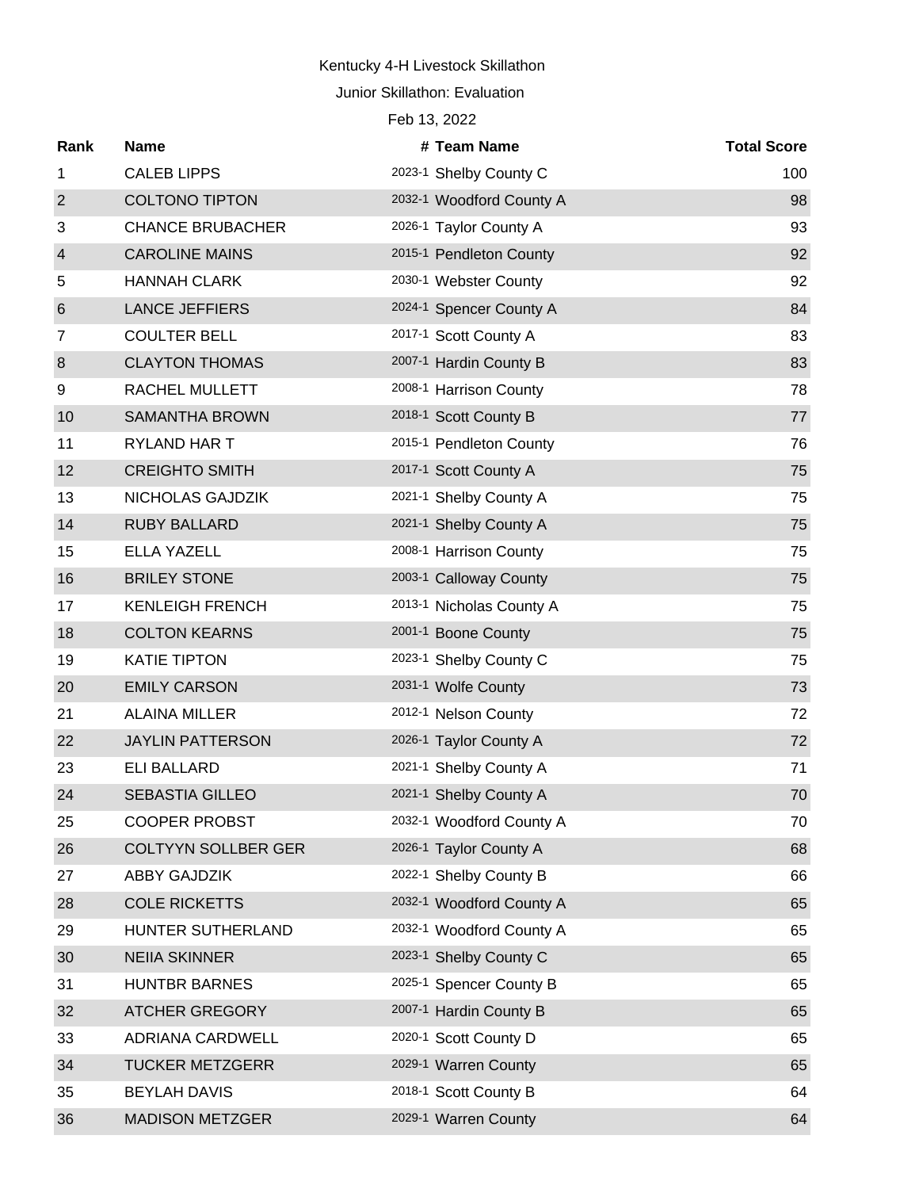Kentucky 4-H Livestock Skillathon

Junior Skillathon: Evaluation

Feb 13, 2022

| Rank | Name | # | Team Name | Total Score |
|---|---|---|---|---|
| 1 | CALEB LIPPS | 2023-1 | Shelby County C | 100 |
| 2 | COLTONO TIPTON | 2032-1 | Woodford County A | 98 |
| 3 | CHANCE BRUBACHER | 2026-1 | Taylor County A | 93 |
| 4 | CAROLINE MAINS | 2015-1 | Pendleton County | 92 |
| 5 | HANNAH CLARK | 2030-1 | Webster County | 92 |
| 6 | LANCE JEFFIERS | 2024-1 | Spencer County A | 84 |
| 7 | COULTER BELL | 2017-1 | Scott County A | 83 |
| 8 | CLAYTON THOMAS | 2007-1 | Hardin County B | 83 |
| 9 | RACHEL MULLETT | 2008-1 | Harrison County | 78 |
| 10 | SAMANTHA BROWN | 2018-1 | Scott County B | 77 |
| 11 | RYLAND HAR T | 2015-1 | Pendleton County | 76 |
| 12 | CREIGHTO SMITH | 2017-1 | Scott County A | 75 |
| 13 | NICHOLAS GAJDZIK | 2021-1 | Shelby County A | 75 |
| 14 | RUBY BALLARD | 2021-1 | Shelby County A | 75 |
| 15 | ELLA YAZELL | 2008-1 | Harrison County | 75 |
| 16 | BRILEY STONE | 2003-1 | Calloway County | 75 |
| 17 | KENLEIGH FRENCH | 2013-1 | Nicholas County A | 75 |
| 18 | COLTON KEARNS | 2001-1 | Boone County | 75 |
| 19 | KATIE TIPTON | 2023-1 | Shelby County C | 75 |
| 20 | EMILY CARSON | 2031-1 | Wolfe County | 73 |
| 21 | ALAINA MILLER | 2012-1 | Nelson County | 72 |
| 22 | JAYLIN PATTERSON | 2026-1 | Taylor County A | 72 |
| 23 | ELI BALLARD | 2021-1 | Shelby County A | 71 |
| 24 | SEBASTIA GILLEO | 2021-1 | Shelby County A | 70 |
| 25 | COOPER PROBST | 2032-1 | Woodford County A | 70 |
| 26 | COLTYYN SOLLBER GER | 2026-1 | Taylor County A | 68 |
| 27 | ABBY GAJDZIK | 2022-1 | Shelby County B | 66 |
| 28 | COLE RICKETTS | 2032-1 | Woodford County A | 65 |
| 29 | HUNTER SUTHERLAND | 2032-1 | Woodford County A | 65 |
| 30 | NEIIA SKINNER | 2023-1 | Shelby County C | 65 |
| 31 | HUNTBR BARNES | 2025-1 | Spencer County B | 65 |
| 32 | ATCHER GREGORY | 2007-1 | Hardin County B | 65 |
| 33 | ADRIANA CARDWELL | 2020-1 | Scott County D | 65 |
| 34 | TUCKER METZGERR | 2029-1 | Warren County | 65 |
| 35 | BEYLAH DAVIS | 2018-1 | Scott County B | 64 |
| 36 | MADISON METZGER | 2029-1 | Warren County | 64 |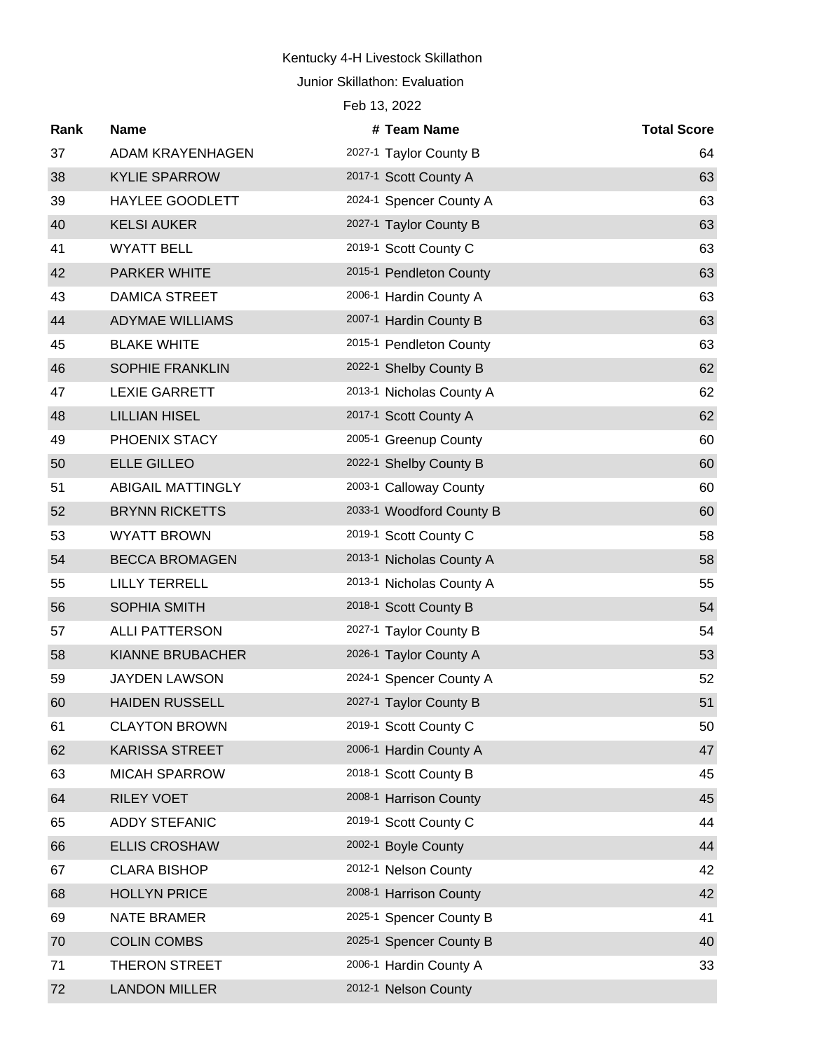Kentucky 4-H Livestock Skillathon

Junior Skillathon: Evaluation

Feb 13, 2022

| Rank | Name | # | Team Name | Total Score |
|---|---|---|---|---|
| 37 | ADAM KRAYENHAGEN | 2027-1 | Taylor County B | 64 |
| 38 | KYLIE SPARROW | 2017-1 | Scott County A | 63 |
| 39 | HAYLEE GOODLETT | 2024-1 | Spencer County A | 63 |
| 40 | KELSI AUKER | 2027-1 | Taylor County B | 63 |
| 41 | WYATT BELL | 2019-1 | Scott County C | 63 |
| 42 | PARKER WHITE | 2015-1 | Pendleton County | 63 |
| 43 | DAMICA STREET | 2006-1 | Hardin County A | 63 |
| 44 | ADYMAE WILLIAMS | 2007-1 | Hardin County B | 63 |
| 45 | BLAKE WHITE | 2015-1 | Pendleton County | 63 |
| 46 | SOPHIE FRANKLIN | 2022-1 | Shelby County B | 62 |
| 47 | LEXIE GARRETT | 2013-1 | Nicholas County A | 62 |
| 48 | LILLIAN HISEL | 2017-1 | Scott County A | 62 |
| 49 | PHOENIX STACY | 2005-1 | Greenup County | 60 |
| 50 | ELLE GILLEO | 2022-1 | Shelby County B | 60 |
| 51 | ABIGAIL MATTINGLY | 2003-1 | Calloway County | 60 |
| 52 | BRYNN RICKETTS | 2033-1 | Woodford County B | 60 |
| 53 | WYATT BROWN | 2019-1 | Scott County C | 58 |
| 54 | BECCA BROMAGEN | 2013-1 | Nicholas County A | 58 |
| 55 | LILLY TERRELL | 2013-1 | Nicholas County A | 55 |
| 56 | SOPHIA SMITH | 2018-1 | Scott County B | 54 |
| 57 | ALLI PATTERSON | 2027-1 | Taylor County B | 54 |
| 58 | KIANNE BRUBACHER | 2026-1 | Taylor County A | 53 |
| 59 | JAYDEN LAWSON | 2024-1 | Spencer County A | 52 |
| 60 | HAIDEN RUSSELL | 2027-1 | Taylor County B | 51 |
| 61 | CLAYTON BROWN | 2019-1 | Scott County C | 50 |
| 62 | KARISSA STREET | 2006-1 | Hardin County A | 47 |
| 63 | MICAH SPARROW | 2018-1 | Scott County B | 45 |
| 64 | RILEY VOET | 2008-1 | Harrison County | 45 |
| 65 | ADDY STEFANIC | 2019-1 | Scott County C | 44 |
| 66 | ELLIS CROSHAW | 2002-1 | Boyle County | 44 |
| 67 | CLARA BISHOP | 2012-1 | Nelson County | 42 |
| 68 | HOLLYN PRICE | 2008-1 | Harrison County | 42 |
| 69 | NATE BRAMER | 2025-1 | Spencer County B | 41 |
| 70 | COLIN COMBS | 2025-1 | Spencer County B | 40 |
| 71 | THERON STREET | 2006-1 | Hardin County A | 33 |
| 72 | LANDON MILLER | 2012-1 | Nelson County | |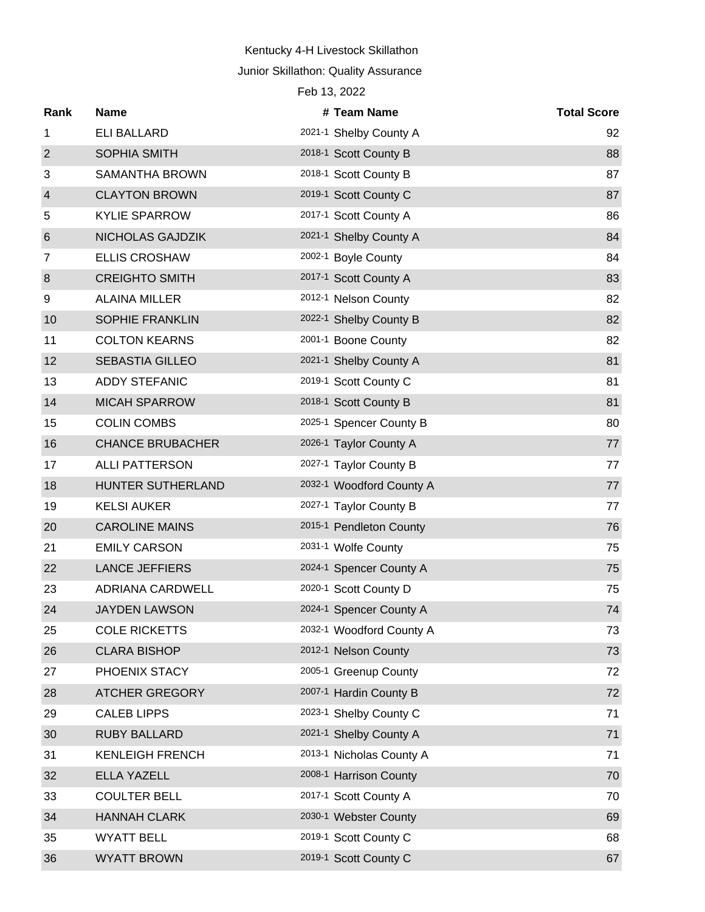Kentucky 4-H Livestock Skillathon

Junior Skillathon: Quality Assurance

Feb 13, 2022

| Rank | Name | # | Team Name | Total Score |
|---|---|---|---|---|
| 1 | ELI BALLARD | 2021-1 | Shelby County A | 92 |
| 2 | SOPHIA SMITH | 2018-1 | Scott County B | 88 |
| 3 | SAMANTHA BROWN | 2018-1 | Scott County B | 87 |
| 4 | CLAYTON BROWN | 2019-1 | Scott County C | 87 |
| 5 | KYLIE SPARROW | 2017-1 | Scott County A | 86 |
| 6 | NICHOLAS GAJDZIK | 2021-1 | Shelby County A | 84 |
| 7 | ELLIS CROSHAW | 2002-1 | Boyle County | 84 |
| 8 | CREIGHTO SMITH | 2017-1 | Scott County A | 83 |
| 9 | ALAINA MILLER | 2012-1 | Nelson County | 82 |
| 10 | SOPHIE FRANKLIN | 2022-1 | Shelby County B | 82 |
| 11 | COLTON KEARNS | 2001-1 | Boone County | 82 |
| 12 | SEBASTIA GILLEO | 2021-1 | Shelby County A | 81 |
| 13 | ADDY STEFANIC | 2019-1 | Scott County C | 81 |
| 14 | MICAH SPARROW | 2018-1 | Scott County B | 81 |
| 15 | COLIN COMBS | 2025-1 | Spencer County B | 80 |
| 16 | CHANCE BRUBACHER | 2026-1 | Taylor County A | 77 |
| 17 | ALLI PATTERSON | 2027-1 | Taylor County B | 77 |
| 18 | HUNTER SUTHERLAND | 2032-1 | Woodford County A | 77 |
| 19 | KELSI AUKER | 2027-1 | Taylor County B | 77 |
| 20 | CAROLINE MAINS | 2015-1 | Pendleton County | 76 |
| 21 | EMILY CARSON | 2031-1 | Wolfe County | 75 |
| 22 | LANCE JEFFIERS | 2024-1 | Spencer County A | 75 |
| 23 | ADRIANA CARDWELL | 2020-1 | Scott County D | 75 |
| 24 | JAYDEN LAWSON | 2024-1 | Spencer County A | 74 |
| 25 | COLE RICKETTS | 2032-1 | Woodford County A | 73 |
| 26 | CLARA BISHOP | 2012-1 | Nelson County | 73 |
| 27 | PHOENIX STACY | 2005-1 | Greenup County | 72 |
| 28 | ATCHER GREGORY | 2007-1 | Hardin County B | 72 |
| 29 | CALEB LIPPS | 2023-1 | Shelby County C | 71 |
| 30 | RUBY BALLARD | 2021-1 | Shelby County A | 71 |
| 31 | KENLEIGH FRENCH | 2013-1 | Nicholas County A | 71 |
| 32 | ELLA YAZELL | 2008-1 | Harrison County | 70 |
| 33 | COULTER BELL | 2017-1 | Scott County A | 70 |
| 34 | HANNAH CLARK | 2030-1 | Webster County | 69 |
| 35 | WYATT BELL | 2019-1 | Scott County C | 68 |
| 36 | WYATT BROWN | 2019-1 | Scott County C | 67 |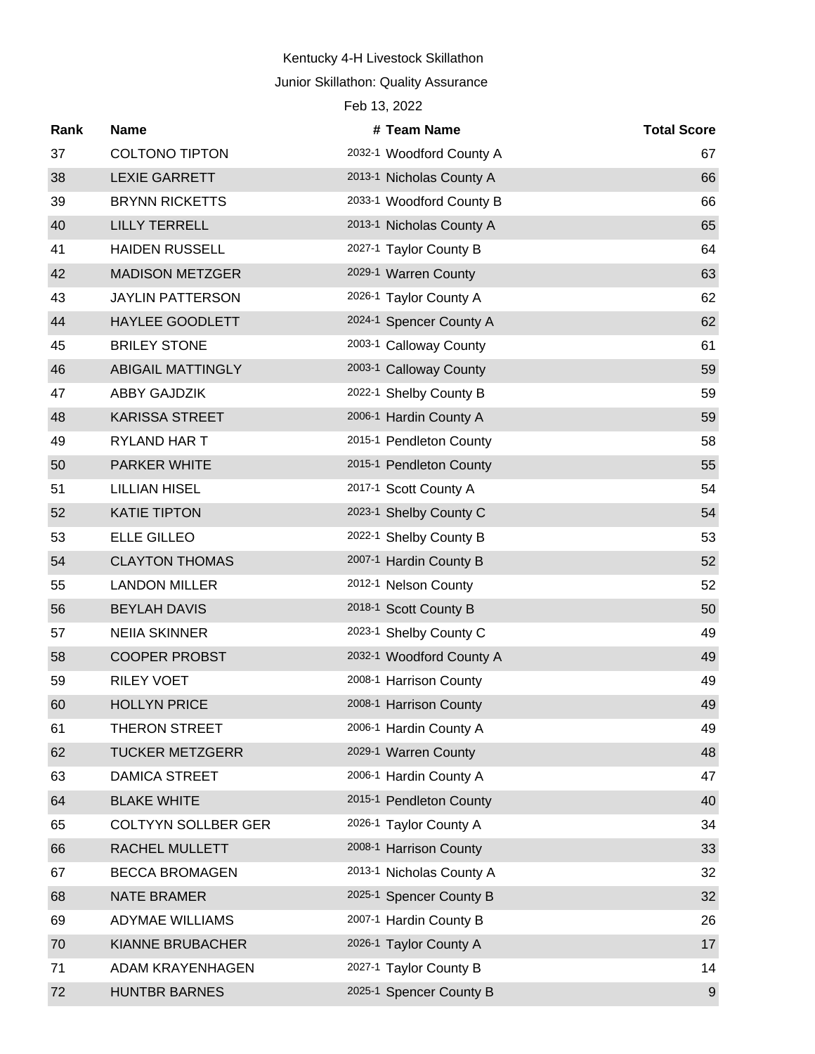Kentucky 4-H Livestock Skillathon

Junior Skillathon: Quality Assurance

Feb 13, 2022

| Rank | Name | # | Team Name | Total Score |
|---|---|---|---|---|
| 37 | COLTONO TIPTON | 2032-1 | Woodford County A | 67 |
| 38 | LEXIE GARRETT | 2013-1 | Nicholas County A | 66 |
| 39 | BRYNN RICKETTS | 2033-1 | Woodford County B | 66 |
| 40 | LILLY TERRELL | 2013-1 | Nicholas County A | 65 |
| 41 | HAIDEN RUSSELL | 2027-1 | Taylor County B | 64 |
| 42 | MADISON METZGER | 2029-1 | Warren County | 63 |
| 43 | JAYLIN PATTERSON | 2026-1 | Taylor County A | 62 |
| 44 | HAYLEE GOODLETT | 2024-1 | Spencer County A | 62 |
| 45 | BRILEY STONE | 2003-1 | Calloway County | 61 |
| 46 | ABIGAIL MATTINGLY | 2003-1 | Calloway County | 59 |
| 47 | ABBY GAJDZIK | 2022-1 | Shelby County B | 59 |
| 48 | KARISSA STREET | 2006-1 | Hardin County A | 59 |
| 49 | RYLAND HAR T | 2015-1 | Pendleton County | 58 |
| 50 | PARKER WHITE | 2015-1 | Pendleton County | 55 |
| 51 | LILLIAN HISEL | 2017-1 | Scott County A | 54 |
| 52 | KATIE TIPTON | 2023-1 | Shelby County C | 54 |
| 53 | ELLE GILLEO | 2022-1 | Shelby County B | 53 |
| 54 | CLAYTON THOMAS | 2007-1 | Hardin County B | 52 |
| 55 | LANDON MILLER | 2012-1 | Nelson County | 52 |
| 56 | BEYLAH DAVIS | 2018-1 | Scott County B | 50 |
| 57 | NEIIA SKINNER | 2023-1 | Shelby County C | 49 |
| 58 | COOPER PROBST | 2032-1 | Woodford County A | 49 |
| 59 | RILEY VOET | 2008-1 | Harrison County | 49 |
| 60 | HOLLYN PRICE | 2008-1 | Harrison County | 49 |
| 61 | THERON STREET | 2006-1 | Hardin County A | 49 |
| 62 | TUCKER METZGERR | 2029-1 | Warren County | 48 |
| 63 | DAMICA STREET | 2006-1 | Hardin County A | 47 |
| 64 | BLAKE WHITE | 2015-1 | Pendleton County | 40 |
| 65 | COLTYYN SOLLBER GER | 2026-1 | Taylor County A | 34 |
| 66 | RACHEL MULLETT | 2008-1 | Harrison County | 33 |
| 67 | BECCA BROMAGEN | 2013-1 | Nicholas County A | 32 |
| 68 | NATE BRAMER | 2025-1 | Spencer County B | 32 |
| 69 | ADYMAE WILLIAMS | 2007-1 | Hardin County B | 26 |
| 70 | KIANNE BRUBACHER | 2026-1 | Taylor County A | 17 |
| 71 | ADAM KRAYENHAGEN | 2027-1 | Taylor County B | 14 |
| 72 | HUNTBR BARNES | 2025-1 | Spencer County B | 9 |